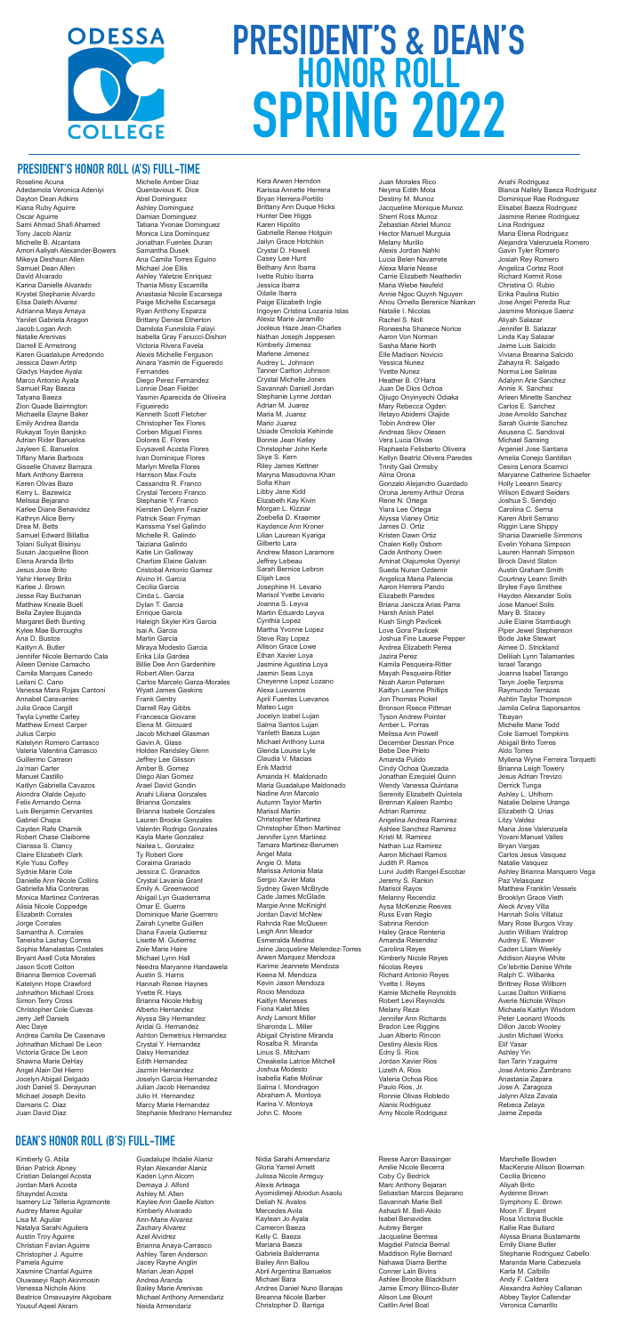# ODESSA COLLEGE

# PRESIDENT'S & DEAN'S HONOR ROLL SPRING 2022

## PRESIDENT'S HONOR ROLL (A'S) FULL-TIME

Roseline Acuna
Adedamola Veronica Adeniyi
Dayton Dean Adkins
Kiana Ruby Aguirre
Oscar Aguirre
Sami Ahmad Shafi Ahamed
Tony Jacob Alaniz
Michelle B. Alcantara
Amori Aaliyah Alexander-Bowers
Mikeya Deshaun Allen
Samuel Dean Allen
David Alvarado
Karina Danielle Alvarado
Krystel Stephanie Alvarado
Elisa Daleth Alvarez
Adrianna Maya Amaya
Yanilet Gabriela Aragon
Jacob Logan Arch
Natalie Arenivas
Darrel E Armstrong
Karen Guadalupe Arredondo
Jessica Dawn Artrip
Gladys Haydee Ayala
Marco Antonio Ayala
Samuel Ray Baeza
Tatyana Baeza
Zion Quade Bairrington
Michaella Elayne Baker
Emily Andrea Banda
Rukayat Toyin Banjoko
Adrian Rider Banuelos
Jayleen E. Banuelos
Tiffany Marie Barboza
Gisselle Chavez Barraza
Mark Anthony Barrera
Keren Olivas Baze
Kerry L. Bazewicz
Melissa Bejarano
Karlee Diane Benavidez
Kathryn Alice Berry
Drea M. Betts
Samuel Edward Billalba
Tolani Suliyat Bisiriyu
Susan Jacqueline Boon
Elena Aranda Brito
Jesus Jose Brito
Yahir Hervey Brito
Karlee J. Brown
Jesse Ray Buchanan
Matthew Kneale Buell
Bella Zaylee Bujanda
Margaret Beth Bunting
Kylee Mae Burroughs
Ana D. Bustos
Kaitlyn A. Butler
Jennifer Nicole Bernardo Cala
Aileen Denise Camacho
Camila Marques Canedo
Leilani C. Cano
Vanessa Mara Rojas Cantoni
Annabel Caravantes
Julia Grace Cargill
Twyla Lynette Carley
Matthew Ernest Carper
Julius Carpio
Katelynn Romero Carrasco
Valeria Valentina Carrasco
Guillermo Carreon
Ja'mari Carter
Manuel Castillo
Kaitlyn Gabriella Cavazos
Alondra Olalde Cejudo
Felix Armando Cerna
Luis Benjamin Cervantes
Gabriel Chapa
Cayden Rafe Charnik
Robert Chase Claiborne
Clarissa S. Clancy
Claire Elizabeth Clark
Kyle Yusu Coffey
Sydnie Marie Cole
Danielle Ann Nicole Collins
Gabriella Mia Contreras
Monica Martinez Contreras
Alisia Nicole Coppedge
Elizabeth Corrales
Jorge Corrales
Samantha A. Corrales
Taneisha Lashay Correa
Sophia Manalastas Costales
Bryant Axell Cota Morales
Jason Scott Cotton
Brianna Bernice Covernali
Katelynn Hope Crawford
Johnathon Michael Cross
Simon Terry Cross
Christopher Cole Cuevas
Jerry Jeff Daniels
Alec Daye
Andrea Camila De Casenave
Johnathan Michael De Leon
Victoria Grace De Leon
Shawna Marie DeHay
Angel Alain Del Hierro
Jocelyn Abigail Delgado
Josh Daniel S. Derayunan
Michael Joseph Devito
Damaris C. Diaz
Juan David Diaz
Michelle Amber Diaz
Quentavious K. Dice
Abel Dominguez
Ashley Dominguez
Damian Dominguez
Tatiana Yvonae Dominguez
Monica Liza Dominquez
Jonathan Fuentes Duran
Samantha Dusek
Ana Camila Torres Eguino
Michael Joe Ellis
Ashley Valetzie Enriquez
Thania Missy Escamilla
Anastasia Nicole Escarsega
Paige Michelle Escarsega
Ryan Anthony Esparza
Brittany Denise Etherton
Damilola Funmilola Falayi
Isabella Gray Fanucci-Dishon
Victoria Rivera Favela
Alexis Michelle Ferguson
Ainara Yasmin de Figueredo Fernandes
Diego Perez Fernandez
Lonnie Dean Fielder
Yasmin Aparecida de Oliveira Figueiredo
Kenneth Scott Fletcher
Christopher Tex Flores
Corben Miguel Flores
Dolores E. Flores
Evysavell Acosta Flores
Ivan Dominique Flores
Marlyn Mirella Flores
Harrison Max Fouts
Cassandra R. Franco
Crystal Tercero Franco
Stephanie Y. Franco
Kiersten Delynn Frazier
Patrick Sean Fryman
Karissma Ysel Galindo
Michelle R. Galindo
Taiziana Galindo
Katie Lin Galloway
Charlize Elaine Galvan
Cristobal Antonio Gamez
Alvino H. Garcia
Cecilia Garcia
Cinda L. Garcia
Dylan T. Garcia
Enrique Garcia
Haleigh Skyler Kirs Garcia
Isai A. Garcia
Martin Garcia
Miraya Modesto Garcia
Erika Lila Gardea
Billie Dee Ann Gardenhire
Robert Allen Garza
Carlos Marcelo Garza-Morales
Wyatt James Gaskins
Frank Gentry
Darrell Ray Gibbs
Francesca Giovane
Elena M. Girouard
Jacob Michael Glasman
Gavin A. Glass
Holden Randsley Glenn
Jeffrey Lee Glisson
Amber B. Gomez
Diego Alan Gomez
Arael David Gondin
Anahi Liliana Gonzales
Brianna Gonzales
Brianna Isabele Gonzales
Lauren Brooke Gonzales
Valentin Rodrigo Gonzales
Kayla Marie Gonzalez
Nailea L. Gonzalez
Ty Robert Gore
Coraima Granado
Jessica C. Granados
Crystal Lavania Grant
Emily A. Greenwood
Abigail Lyn Guaderrama
Omar E. Guerra
Dominique Marie Guerrero
Zairah Lynette Guillen
Diana Favela Gutierrez
Lisette M. Gutierrez
Zoie Marie Haire
Michael Lynn Hall
Needra Maryanne Handawela
Austin S. Harris
Hannah Renee Haynes
Yvette R. Hays
Brianna Nicole Helbig
Alberto Hernandez
Alyssa Sky Hernandez
Aridai G. Hernandez
Ashton Demetrius Hernandez
Crystal Y. Hernandez
Daisy Hernandez
Edith Hernandez
Jazmin Hernandez
Joselyn Garcia Hernandez
Julian Jacob Hernandez
Julio H. Hernandez
Marcy Marie Hernandez
Stephanie Medrano Hernandez
Kera Arwen Herndon
Karissa Annette Herrera
Bryan Herrera-Portillo
Brittany Ann Duque Hicks
Hunter Dee Higgs
Karen Hipolito
Gabrielle Renee Holguin
Jailyn Grace Hotchkin
Crystal D. Howell
Casey Lee Hunt
Bethany Ann Ibarra
Ivette Rubio Ibarra
Jessica Ibarra
Odalie Ibarra
Paige Elizabeth Ingle
Inigoyen Cristina Lozania Islas
Alexiz Marie Jaramillo
Jooleus Haze Jean-Charles
Nathan Joseph Jeppesen
Kimberly Jimenez
Marlene Jimenez
Audrey L. Johnson
Tanner Carlton Johnson
Crystal Michelle Jones
Savannah Daniell Jordan
Stephanie Lynne Jordan
Adrian M. Juarez
Maria M. Juarez
Mario Juarez
Usiade Omolola Kehinde
Bonnie Jean Kelley
Christopher John Kerle
Skye S. Kern
Riley James Kettner
Maryna Masudovna Khan
Sofia Khan
Libby Jane Kidd
Elizabeth Kay Kivin
Morgan L. Kizziar
Zoebella D. Kraemer
Kaydence Ann Kroner
Lilian Laurean Kyariga
Gilberto Lara
Andrew Mason Laramore
Jeffrey Lebeau
Sarah Bernice Lebron
Elijah Leos
Josephine H. Levario
Marisol Yvette Levario
Joanna S. Leyva
Martin Eduardo Leyva
Cynthia Lopez
Martha Yvonne Lopez
Steve Ray Lopez
Allison Grace Lowe
Ethan Xavier Loya
Jasmine Agustina Loya
Jasmin Seas Loya
Cheyenne Lopez Lozano
Alexa Luevanos
April Fuentes Luevanos
Mateo Lugo
Jocelyn Izabel Lujan
Salma Santos Lujan
Yarileth Baeza Lujan
Michael Anthony Luna
Glenda Louise Lyle
Claudia V. Macias
Erik Madrid
Amanda H. Maldonado
Maria Guadalupe Maldonado
Nadine Ann Marcelo
Autumn Taylor Martin
Marisol Martin
Christopher Martinez
Christopher Ethen Martinez
Jennifer Lynn Martinez
Tamara Martinez-Berumen
Angel Mata
Angie O. Mata
Marissa Antonia Mata
Sergio Xavier Mata
Sydney Gwen McBryde
Cade James McGlade
Margie Anne McKnight
Jordan David McNew
Rahnda Rae McQueen
Leigh Ann Meador
Esmeralda Medina
Jeine Jacqueline Melendez-Torres
Arwen Marquez Mendoza
Karime Jeannete Mendoza
Keena M. Mendoza
Kevin Jason Mendoza
Rocio Mendoza
Kaitlyn Meneses
Fiona Kalet Miles
Andy Lamont Miller
Sharonda L. Miller
Abigail Christine Miranda
Rosalba R. Miranda
Linus S. Mitcham
Cheakelia Latrice Mitchell
Joshua Modesto
Isabella Katie Molinar
Salma I. Mondragon
Abraham A. Montoya
Karina V. Montoya
John C. Moore
Juan Morales Rico
Neyma Edith Mota
Destiny M. Munoz
Jacqueline Monique Munoz
Sherri Ross Munoz
Zebastian Abriel Munoz
Hector Manuel Murguia
Melany Murillo
Alexis Jordan Nahki
Lucia Belen Navarrete
Alexa Marie Nease
Carrie Elizabeth Neatherlin
Maria Wiebe Neufeld
Annie Ngoc Quynh Nguyen
Ahou Ornella Berenice Niankan
Natalie I. Nicolas
Rachel S. Noll
Roneesha Shanece Norice
Aaron Von Norman
Sasha Marie North
Elle Madison Novicio
Yessica Nunez
Yvette Nunez
Heather B. O'Hara
Juan De Dios Ochoa
Ojiugo Onyinyechi Odiaka
Mary Rebecca Ogden
Ifetayo Abidemi Olajide
Tobin Andrew Oler
Andreas Skov Olesen
Vera Lucia Olivas
Raphaela Felisberto Oliveira
Kellyn Beatriz Olivera Paredes
Trinity Gail Ormsby
Alina Orona
Gonzalo Alejandro Guardado Orona
Jeremy Arthur Orona
Rene N. Ortega
Yiara Lee Ortega
Alyssa Vianey Ortiz
James D. Ortiz
Kristen Dawn Ortiz
Chalen Kelly Osborn
Cade Anthony Owen
Aminat Olajumoke Oyeniyi
Sueda Nuran Ozdemir
Angelica Maria Palencia
Aaron Herrera Pando
Elizabeth Paredes
Briana Janicza Arias Parra
Harsh Anish Patel
Kush Singh Pavlicek
Love Gora Pavlicek
Joshua Fine Lauese Pepper
Andrea Elizabeth Perea
Jazira Perez
Kamila Pesqueira-Ritter
Mayah Pesqueira-Ritter
Noah Aaron Petersen
Kaitlyn Leanne Phillips
Jon Thomas Pickel
Bronson Reece Pittman
Tyson Andrew Pointer
Amber L. Porras
Melissa Ann Powell
December Desrian Price
Bebe Dee Prieto
Amanda Pulido
Cindy Ochoa Quezada
Jonathan Ezequiel Quinn
Wendy Vanessa Quintana
Serenity Elizabeth Quintela
Brennan Kaleen Rambo
Adrian Ramirez
Angelina Andrea Ramirez
Ashlee Sanchez Ramirez
Kristi M. Ramirez
Nathan Luz Ramirez
Aaron Michael Ramos
Judith P. Ramos
Luvvi Judith Rangel-Escobar
Jeremy S. Rankin
Marisol Rayos
Melanny Recendiz
Aysa McKenzie Reeves
Russ Evan Regio
Sabrina Rendon
Haley Grace Renteria
Amanda Resendez
Carolina Reyes
Kimberly Nicole Reyes
Nicolas Reyes
Richard Antonio Reyes
Yvette I. Reyes
Kamie Michelle Reynolds
Robert Levi Reynolds
Melany Reza
Jennifer Ann Richards
Bradon Lee Riggins
Juan Alberto Rincon
Destiny Alexis Rios
Edny S. Rios
Jordan Xavier Rios
Lizeth A. Rios
Valeria Ochoa Rios
Paulo Rios, Jr.
Ronnie Olivas Robledo
Alanis Rodriguez
Amy Nicole Rodriguez
Anahi Rodriguez
Blanca Nallely Baeza Rodriguez
Dominique Rae Rodriguez
Elisabel Baeza Rodriguez
Jasmine Renee Rodriguez
Lina Rodriguez
Maria Elena Rodriguez
Alejandra Valenzuela Romero
Gavin Tyler Romero
Josiah Rey Romero
Angelica Cortez Root
Richard Kermit Rose
Christina O. Rubio
Erika Paulina Rubio
Jose Angel Pereda Ruz
Jasmine Monique Saenz
Aliyah Salazar
Jennifer B. Salazar
Linda Kay Salazar
Jaime Luis Salcido
Viviana Breanna Salcido
Zahayra R. Salgado
Norma Lee Salinas
Adalynn Arie Sanchez
Annie X. Sanchez
Arleen Minette Sanchez
Carlos E. Sanchez
Jose Arnoldo Sanchez
Sarah Guinto Sanchez
Asusena C. Sandoval
Michael Sansing
Argeniel Jose Santana
Amelia Conejo Santillan
Cesira Lenora Scarnici
Maryanne Catherine Schaefer
Holly Leeann Searcy
Wilson Edward Seiders
Joshua S. Sendejo
Carolina C. Serna
Karen Abril Serrano
Riggin Lane Shippy
Shania Dawnielle Simmons
Evelin Yohana Simpson
Lauren Hannah Simpson
Brock David Slaton
Austin Graham Smith
Courtney Leann Smith
Brylee Faye Smithee
Hayden Alexander Solis
Jose Manuel Solis
Mary B. Stacey
Julie Elaine Stambaugh
Piper Jewel Stephenson
Bode Jake Stewart
Aimee D. Strickland
Delilah Lynn Talamantes
Israel Tarango
Joanna Isabel Tarango
Taryn Joelle Terpsma
Raymundo Terrazas
Ashtin Taylor Thompson
Jamila Celina Saporsantos Tibayan
Michelle Marie Todd
Cole Samuel Tompkins
Abigail Brito Torres
Aldo Torres
Myllena Wyne Ferreira Torquetti
Brianna Leigh Towery
Jesus Adrian Trevizo
Derrick Tunga
Ashley L. Uhlhorn
Natalie Delaine Uranga
Elizabeth Q. Urias
Litzy Valdez
Maria Jose Valenzuela
Yovani Manuel Valles
Bryan Vargas
Carlos Jesus Vasquez
Natalie Vasquez
Ashley Brianna Manquero Vega
Paz Velasquez
Matthew Franklin Vessels
Brooklyn Grace Vieth
Aleck Arvey Villa
Hannah Solis Villaluz
Mary Rose Burgos Viray
Justin William Waldrop
Audrey E. Weaver
Caden Liam Weekly
Addison Alayne White
Ce'lebritie Denise White
Ralph C. Wilbanks
Brittney Rose Willborn
Lucas Dalton Williams
Averie Nichole Wilson
Michaela Kaitlyn Wisdom
Peter Leonard Woods
Dillon Jacob Wooley
Justin Michael Works
Elif Yasar
Ashley Yin
Ilan Tarin Yzaguirre
Jose Antonio Zambrano
Anastasia Zapara
Jose A. Zaragoza
Jalynn Aliza Zavala
Rebeca Zelaya
Jaime Zepeda

## DEAN'S HONOR ROLL (B'S) FULL-TIME

Kimberly G. Abila
Brian Patrick Abney
Cristian Delangel Acosta
Jordan Mark Acosta
Shayndel Acosta
Isamery Liz Telleria Agramonte
Audrey Maree Aguilar
Lisa M. Aguilar
Natalya Sarahi Aguilera
Austin Troy Aguirre
Christian Favian Aguirre
Christopher J. Aguirre
Pamela Aguirre
Xasmine Chantal Aguirre
Oluwaseyi Raph Akinmosin
Venessa Nichole Akins
Beatrice Omavuayire Akpobare
Yousuf Aqeel Akram
Guadalupe Ihdalie Alaniz
Rylan Alexander Alaniz
Kaden Lynn Alcorn
Demaya J. Alford
Ashley M. Allen
Kaylee Ann Gaelle Alston
Kimberly Alvarado
Ann-Marie Alvarez
Zachary Alvarez
Azel Alvidrez
Brianna Anaya-Carrasco
Ashley Taren Anderson
Jacey Rayne Anglin
Marian Jean Appel
Andrea Aranda
Bailey Marie Arenivas
Michael Anthony Armendariz
Neida Armendariz
Nidia Sarahi Armendariz
Gloria Yamel Arnett
Julissa Nicole Arreguy
Alexis Arteaga
Ayomidimeji Abiodun Asaolu
Deliah N. Avalos
Mercedes Avila
Kayleen Jo Ayala
Cameron Baeza
Kelly C. Baeza
Mariana Baeza
Gabriela Balderrama
Bailey Ann Ballou
Abril Argentina Banuelos
Michael Bara
Andrea Chanel Nuno Barajas
Breanna Nicole Barber
Christopher D. Barriga
Reese Aaron Bassinger
Amilie Nicole Becerra
Coby Cy Bedrick
Marc Anthony Bejaran
Sebastian Marcos Bejarano
Savannah Marie Bell
Ashazli M. Bell-Akilo
Isabel Benavides
Aubrey Berger
Jacqueline Bermea
Magdiel Patricia Bernal
Maddison Rylie Bernard
Nahawa Diarra Berthe
Conner Lain Bivins
Ashlee Brooke Blackburn
Jamie Emory Blinco-Buter
Alison Lee Blount
Caitlin Ariel Boal
Marchelle Bowden
MacKenzie Allison Bowman
Cecilia Briceno
Aliyah Brito
Aydenne Brown
Symphony E. Brown
Moon F. Bryant
Rosa Victoria Buckle
Katie Rae Bullard
Alyssa Briana Bustamante
Emily Diane Butler
Stephanie Rodriguez Cabello
Maranda Marie Cabezuela
Karla M. Calbillo
Andy F. Caldera
Alexandra Ashley Callanan
Abbey Taylor Callendar
Veronica Camarillo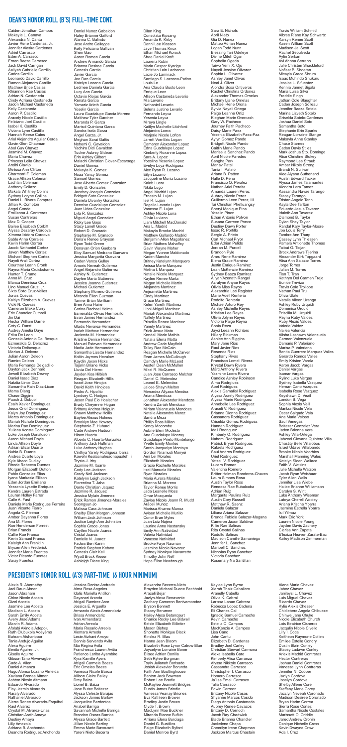## DEAN'S HONOR ROLL (B'S) FULL-TIME CONT.

Caiden Jonathan Campos
Makayla L. Canava
Alexandra N. Cantu
Javier Rene Cardenas, Jr.
Jennifer Alaska Cardenas
Adriel Carrasco
Eden A. Carrasco
Ernan Baeza Carrasco
Jack David Carrigan
Aaliyah Gabrielle Carrillo
Carlos Carrillo
Leonardo David Carrillo
Ramon Alejandro Carrillo
Matthew Brice Casias
Rhiannon Rae Casias
Adrian N. Castaneda
Cindy Adriana Castaneda
Jadon Michael Castaneda
Kelly Castaneda
Aaron P. Castillo
Aracely Nicole Castillo
Feliciano Joel Castillo
Isabel K. Castillo
Viviana Lynn Castillo
Hannah Reese Cates
Ariel Alejandro Aguilar Cerda
Gavin Glen Chapman
Abel Guy Chavez
Jasmine M. Chavez
Maria Chavez
Princess Leila Chavez
Arelhi Clavijo
Melissa Ann Clifton
Charmorri F. Coleman
Grace Allison Coleman
Lachlan Coleman
Anthony Collazo
Makala Whitney Collins
Sydney Loryne Collins
Daniel L. Rivera Compres
Jillian A. Compton
Angel Conde
Emilianna J. Contreras
Susan Contreras
Max D. Cooper
Bailee Elisabeth Corbitt
Alyssa Dezaray Cordova
Ximena Isidora Cordova
Sable Anne Corrales
Kevin Harim Correa
Jacob Nathaniel Cortez
Javen Matthew Cortez
Michael Stephen Cortez
Nayeli Arali Cortez
Courtney Leann Cronk
Rayna Marie Cruickshanks
Hunter T. Crume
Anna M. Cruz
Blanca Dennissa Cruz
Lino Manuel Cruz, Jr.
Sixto Sixto Cruz-Valles
Jonas Cuevas
Kaitlyn Elizabeth A. Cuevas
Vicki N. Cuevas
Cameron Blake Curry
Eric Chandler Cuthrell
Jin Dai
Hector William Darnell
Coty C. Darst
Audrey Amelia Daye
Erika De Leon
Gonzalo Antonio Del Bosque
Ezmeralda Q. Delacruz
Victoria Delbosque
Marian J. Delcore
Julian Aaron Deleon
Ramiro Deleon
Maria Fernanda Delgadillo
Dayton Jack Dennard
Jewell Elizabeth Dewey
Daniel Isaac Diaz
Natalia Lince Diaz
Samantha Rain Diaz-Licon
Mame Dieng
Chase Diggins
Puoch J. Dobuol
Esaih Xavier Dominguez
Jesus Oriol Dominguez
Kalyn Joy Dominguez
Marco Antonio Dominguez
Mariah Nichole Dominguez
Marina Rae Dominguez
Yuliana Acosta Dominguez
Luke Joseph Donaldson
Aaron Michael Doyle
Linda Allison Doyle
Adrian Elizar Duarte
Nubia B. Duarte
Andrea Duarte Loya
Kyle Abaco Dudley
Rhode Rebecca Duenas
Morgan Elizabeth Dutton
Pablo Gonzalez Elias
Iyana Markasia Ellison
Eden Jordan Emiliano
Yessenia Lysette Enriquez
Kendra Lauren Estrada
Lauren Holley Farrar
Calle A. Fast
Daniela Marie Rodrigues Ferreira
Juan Vicente Fierro
Angela C. Fleenor
Amber Dayanna Flores
Ana M. Flores
Roe Henderson Forrest
Brian Francis
Callie Rae Franco
Kevin Samuel Franco
Kaleigh Ann Franklin
Brycen Allen Frederick
Jennifer Marie Fuentes
Victor Ricardo Fuentes
Saray Fuentez

Daniel Nunez Gabaldon
Haley Brianne Gafford
Alanna C. Galindo
Jose Andre Gallegos
Kelly Feliciana Gallivan
Shen Gao
Aaron Roman Garcia
Andrew Armando Garcia
Brianna Desiree Garcia
Genesis Garcia
Javier Garcia
Joe Dan Garcia
Katelyn Leeann Garcia
Ledmee Daniela Garcia
Lucy Ann Garcia
Octavio Riojas Garcia
Renata Garcia
Yamariz Arleth Garcia
Yoselin Garcia
Laura Guadalupe Garcia Moreno
Matthew Tyler Gardner
Maranda P. Garza
Marisol Quintana Garza
Sandra Isela Garza
Angel Garza, Jr.
Meghan Sarai Gattis
Nohemi C. Gavaldon
Yadhira Didi Gavaldon
Tucker Aubrey Gideon
Erin Ashley Gilbert
Malachi Christian Glover-Escarsega
Daniel Gomez
Mekayla K. Gomez
Noaa Yancy Gomez
Samuel Gomez
Jose Alberto Gomez Gonzalez
Emily D. Gonzales
Jacobey Joaquin Gonzales
Bridgett Soto Gonzalez
Daniela Divanhy Gonzalez
Dennise Guadalupe Gonzalez
Juan Urias Gonzalez
Lyla R. Gonzalez
Miguel Angel Gonzalez
Ricky Lee Goss
Stacy Lanell Grace
Robert D. Granado
Stephanie M. Granado
Dana'e Renee Grayson
Ryan Todd Green
Donavan Orion Guebara
Eloy Samuel Medrano Guevara
Jessica Margarita Guevara
Caden Vance Gulley
Amoris Neveah Gutierrez
Angel Alejandro Gutierrez
Ashley N. Gutierrez
Daylee Maria Gutierrez
Jessica Joanna Gutierrez
Michael Gutierrez
Stephany Moreno Gutierrez
Miranda Elian Guzman
Tanner Brian Gwilliam
Bree Anna Haire
Corina Rachael Helms
Esmeralda Olivas Hermosillo
Evan James Hernandez
Fernando Hernandez
Gladis Nevarez-Hernandez
Isaiah Mathew Hernandez
Jacienda M. Hernandez
Kristine Denise Hernandez
Manuel Estevan Hernandez
Nadia Jade Hernandez
Samantha Lizette Hernandez
Koltin Jaymes Hevalow
Kaydin Jaxon Hicks
Tajarin Briane Hicks
Lluvia Del Hierro
Jayden Koa Hilbish
Reagan Elizabeth Hillis
Israel Jose Hinojos
David Keith Hinojosa
Pedro A. Hipolito
Lyndsey C. Hodges
Jason Paul Elo Hoelscher
Brady Cheyenne Hogan
Brittany Andrea Holguin
Shawn Matthew Hollis
Baylee Alexus Holmes
Brooklyn Mae Howsey
Stephanie Z. Hubard
Cade Andrew Hudson
Hiram Huerta
Alberto C. Huerta-Gonzalez
Anthony Jack Huffman
Luke Anthony Hughes
Cinthya Yarely Rodriguez Ibarra
Kawehi Kealaanuheaonapualeh Ili
Trysta J. Irby
Jazmine M. Iluarte
Cody Lee Jackson
Grady Neil Jackson
Katelynn Leigh Jackson
Florentina T. Jaha
Dante Christian Jaquez
Jazmine R. Jaquez
Jessica Mylain Jimenez
Erick Ramon Jimenez-Morales
Seongyun Jo
Malissa Cara Johnson
Shelby Ellen Morgan Johnson
William Jack Johnson
Justice Leigh Ann Johnston
Sophia Grace Jones
Caytlen Nicole Juarez
Cristal Juarez
Danielle N. Juarez
Fadwa Ben Karim
Patrick Stephen Kebwe
Genesis Clair Kell
Wyatt Brock Kieser
Ashleigh Diane King

Dilan King
Consolata Kipsang
Amanda K. Kirby
Danni Lee Klassen
Jaye Thomas Knox
Ethan Michael Korock
Shae Daniel Kraft
Laurenz Kubin
Maria Gasper Kyariga
Christian Lain Lachance
Lacie Jo Lamanack
Santiago S. Lazcano-Patino
Louis Le
Ana Claudia Busto Leon
Enrique Leon
Allison Castaneda Levario
Mia Levario
Nathaniel Levario
Selena Justine Levario
Fernando Leyva
Yesenia Leyva
Mireya Lingle
Kaitlyn Machelle Litchford
Alejandra Loera
Marjorie Nicole Lofton
Jarrett Von-Eric Logan
Cameron Alexander Lopez
Edna Guadalupe Lopez
Kimberly Roxanne Lopez
Sara A. Lopez
Yoeline Yesenia Lopez
Evelyn Loya-Rodriguez
Alex Ryan R. Lozano
Eilyn Lozano
Jacqueline Muniz Lozano
Kaleb Luera
Nikita Lugo
Angel Madrid Lujan
Ernesto M. Lujan
Isel R. Lujan
Rogelio Levario Lujan
Vanessa E. Lujan
Ashley Nicole Luna
Olivia Luviano
Liam Mitchell MacDonald
Ana L. Madrid
Makayla Brooke Madrid
Matthew Gallardo Madrid
Benjamin Allen Magallanez
Brian Mathew Mahaffey
Gavin Wayne Maher
Megan Yvonne Maldonado
Kaden Mancha
Britney Katelynn Manquero
Anissa Marie Marquez
Melina I. Marquez
Natalie Nicole Marquez
Kaylee Renee Marta
Megan Michelle Martin
Alejandra Martinez
Anjeanette Martinez
Cindy Martinez
Grace Martinez
Kelen Yareth Martinez
Libni Abigail Martinez
Mariah Alexandria Martinez
Nallely Martinez
Priscilla Renee Martinez
Yanely Martinez
Erick Josue Mata
Kendall Marie Mathis
Natalia Elena Matta
Andrew Cade Mayfield
Talley Rae McCain
Reagan Michelle McCarver
Evan James McCullough
Camdyn Marie McLeod
Austen Dean McMullen
Mikel R. McQueen
Juan Jose Carrasco Melchor
Daniel C. Melendez
Leonel E. Melendez
Jaicee Shayn Melton
Mercedez Allyzea Mendez
Ariana Mendoza
Jonathan Alexander Mendoza
Kendra Zariah Mendoza
Miriam Valenzuela Mendoza
Natalie Alexandra Meraz
Sandra Meza
Phillip Ross Millan
Kency Mocombe
Aubrie Eleni Modesto
Ana Guadalupe Monroy
Guadalupe Prieto Montelongo
Yvette Emily Montes
Sarah Jacquelyn Montoya
Gordon Nnamdi Monyei
Ami Lei Morales
Elizabeth Morales
Gracie Rachelle Morales
Itzel Manuela Morales
Ryan Morales
Maria Aurora Moralez
Brianna M. Moreno
Taylor Renee Morris
Jada Leanelle Moss
Omar Mozqueda
Zaylee Nicole Joann R. Mudd
Araceli Munoz
Marissa Alvarez Munoz
Ayleen Michelle Murillo
Conor Brae Myles
Juan Luiz Najera
Laurine Anna Nastansky
Emily Ann Natividad
Valeria Natividad
Vanessa Natividad
Brooke Faye Nauman
Jasmine Nicole Navarez
Sydney Monique Navarrete
Timothy John Neff
Hope Elise Newbrough

Sara E. Nichols
April Nieto
Gia D. Nunez
Matteo Adrian Nunez
Logan Todd Nunn
Blessing Tari Odeleye
Divine Miteh Ogar
Sophelia Ogeda
Taiwo Yemi X. Ojo
Nayeli Jessine Olivarez
Sophia L. Olivarez
Ashley Janet Olivas
Neal J. Oliver
Alondra Sosa Ontiveros
Rachel Christina Ordonez
Alexander Thomas Ornelas
Brittany Liane Ornelas
Michael Rene Orona
Sylvia Nayeli Ortega
Paige Leanne Ortiz
Kieghan Marie Overcash
Gary W. Pacheco
Journey Faith Pacheco
Daisy Marie Paez
Yesenia Elizabeth Paez-Paz
Aylyn Gomez Pando
Bridgett Nicole Pando
Caitlin Marie Pando
Marisella Sanchez Pando
April Nicole Paredes
Sangha Park
Manav Patel
Tania I. Patino
Ariana B. Patton
Halle D. Pena
Francisco Q. Peralez
Nathan Ariel Peralta
Amanda Lauren Perez
Aubrey Nicole Perez
Guillermo Leon Perez, III
Tai Christian Phetluangsy
Sheryl Monique Pina
Yoselin Pinon
Ethan Antonio Polvon
Susana Carreon Ponce
Destiny Dawn Porter
Issac R. Portillo
Sergio A. Prieto
Cort Michael Pryor
Eder Adrian Pulido
Jordan M. Purcell
Brandon Pyle
Amru Rene Ramirez
Elena Grace Ramirez
Justin Enrique Ramirez
Leah McKenzie Ramirez
Sydney Baeza Ramirez
Aliyah Azenath Rangel
Azralynn Anyae Rayos
Olivia Miss Rayos
Alexandria Lee Register
Marie Adell Renteria
Rodolfo Renteria
Michael Arturo Rey
Ashley Michelle Reyes
Kristian Lee Reyes
Olivia Jolynn Reyes
Victoria Paige Reyna
Sonia Reza
Jayci Leeann Richters
Hillary Rickman
Ashlee Ann Riggins
Mary Jane Rios
Raul Javier Rios
Rosenda Rios
Stephany Rivas
Francisco Lomeli Rivera
Krystal Dawn Rivera
Marc Anthony Rivera
Yazmine Loera Rivera
Candice Ashley Robinson
Alma Rodriguez
Abel Rodriguez
Alexis Gamaliel Rodriguez
Alyssa Araely Rodriguez
Alyssa Marie Rodriguez
Annebelle Lee Rodriguez
Araceli V. Rodriguez
Brianna Dionne Rodriguez
Cassandra Rodriguez
Criselda Gomez Rodriguez
Hannah Rodriguez
Idali Rodriguez
Kimberly O. Rodriguez
Nahomi Rodriguez
Patrick Bryan Rodriguez
Rafaela Rodriguez
Saul Andres Rodriguez
Uriel Rodriguez
Yetzeli V. Rodriguez
Lucero Roman
Valentina Romero
Britter Holman Ronderos-Chaves
Laura Simoes Rosa
Austin Taylor Ross
Reneesa Rae Rubalcaba
Adrian Ruiz
Margarita Paulina Ruiz
Austin Cory Russell
Matthew R. Saenz
Daniela Salazar
Liliana Ariana Salazar
Brenda Fabiola Salazar-Magana
Cameron Jaxon Saldivar
Killie Rae Salinas
Rita Crystal Salinas
Rodolfo Salinas
Madison Camille Samaniego
Jennifer L. Sanchez
Maribell C. Sanchez
Nicholas Ryan Sanchez
Victoria Sanchez
Rosemary Na Santillan

Travis William Schmid
Albree R'ane Kay Schwartz
Karsyn Renee Scott
Kasen William Scott
Madison Jai Scott
Rachel Sepulveda
Aylin Serkan
Avi Ahnna Serrano
Julie Christen Shackleford
Nofisat B. Shoetan
Micayla Grace Shrum
Isaac Muhindo Shukuru
Jessica L. Sifuentez
Kennia Jannet Sigala
Maria Luisa Silva
Freddie Singh
Jathan Cole Slaughter
Caden Joseph Soileau
Jennifer Baeza Sotelo
Marina Lizveth Sotelo
Griselda Sotelo-Cardenas
Joshua Daniel Soto
Samantha Soto
Stephanie Erin Sparks
Reagan Lorraine Stange
Makayla Anne Stanley
Chase Starnes
Caden Davis Stiles
Mark Joshua Sto. Domingo
Alice Christine Stokey
Raymond Lee Straub
Amber Nikole Strong
Brandi N. Sullivan
Alee Alyana Sutherland
Austin Edward Tacker
Alyssa James Talamantes
Alondra Lara Tamez
Kassandra Navae Tarango
Stacey Tarango
Tristan Angelo Tarin
Kayla Dee Tarlton
Eduardo Jesus Tavarez
Idaleth Ann Tavarez
Diamond B. Taylor
Dylan Shey Taylor
Randal Kary Taylor-Moore
Joe Louis Terry
Tambre Ann Tharp
Cassey Lynn Thiessen
Pamela Antoinette Thomas
Taibat O. Tidjani
Brock Andrews Tijerina
Alexander Birk Topgaard
Alisa Ann Salazar Torres
Jorge Torres
Julian M. Torres
Tien T. Tran
Kathryn Del Carmen Trejo
Eunice Trevizo
Travis Cole Trollope
Nathan Paul Trull
Olivia Ulate
Natalie Aileen Urenga
Ashley Ruby Urquidi
Domenica Urquidi
Priscilla M. Urquidi
Reyna Ruby Valdez
Ruby Alexis Valdez
Valeria Valdez
Nailea Valencia
Alisha Lashawn Valenzuela
Carmen Valenzuela
Damaris P. Valeriano
Marisa P. Valeriano
Benita Guerrero Marquez Valles
Gerardo Ramos Valles
Emily Kristen Varela
Aaron Jacob Vargas
Daniel Vargas
Isamar Vargas
Rylind Luke Vargas
Sydney Isabella Vasquez
Hernan Cano Vazquez
Isabella Rose Vazquez
Keyshawn D. Veail
London B. Vega
Sophia Alexis Vejil
Maritza Nicole Vela
Oscar Salgado Vela
Ana Maria Veloso
Saul Venegas
Baltazar Gonzalez Vera
Jaden Brionna Vera
Ashley Villa-Ortega
Jahzeel Giovana Quintero Villa
Chastity Belle Villalobos
Israel Udave Villalpando
Brooke Nicole Voorhies
Marshall Manning Wales
Katelyn Sloan Wallace
Faith V. Watkins
Julie Michelle Watson
Jacob Ryan Weishaar
Tyler Allen Wells
Jennifer Lisa Wiebe
Hailee Brianne Williamson
Carolyn S. Wint
Luke Anthony Wiseman
Latoya Cherell Wooley
Ariana Kristine Ybarra
Jasmine Estrella Ybarra
Isil Yilmaz
Mark Eric York
Lauren Nicole Young
Jayden Davis Zachery
Clarisa Ann Zapata
E'lexza Heaven Zarate-Bac
Kailey Madison Zimmerman

## PRESIDENT'S HONOR ROLL (A'S) PART-TIME (6 HOUR MINIMUM)

Alexis R. Abernathy
Jadi Daun Abner
Jason Abraham
Chloe Nicole Acosta
Gizel Acosta
Jasmine Lee Acosta
Madison L. Acosta
Sarah Emily Acosta
Avery Jnae Adams
Marvin R. Adams
Afolabi Akinola Adepoju
Ruth Olubukola Adeyemo
Bahram Afshanpoor
Tania Andujo Aguilar
Alexa Aguirre
Benito Aguirre, Jr.
Giselle Aguirre
Gibson Tano Akwevagbe
Cade A. Allen
Daniel Almanza
Hugo Alonso Lozano Almeida
Xaviana Brenae Altman
Ashton Nicole Altmann
Eduardo Alvarado
Elsy Jazmin Alvarado
Naraly Alvarado
Nathaniel Alvarado
Sierra Renee Alvarado-Esquibel
Raul Alvarez
Crystal M. Alvarez-Urias
Christian Arath Amaya
Destiny Amaya
Lilly Amezola
Adriana B. Anchondo
Deandra Rodriguez Anchondo

Jessica Denise Andrade
Alma Rosa Angeles
Idalis Mariella Antillon
Dayanari Aranda
Abigail Ramirez Arce
Jessica E. Arguello
Armando Alexis Armendariz
Brissa Armendariz
Ivan Armendariz
Adrian Arreola
Maria Rosario Arreola
Xiomara Arreola
Lexie Azzhani Arroyo
Dennis Servando Avila
Mia Regina Avila
Francheesca Lauren Avitia
Patience Lariba Ayambire
Kyra Kamille Ayers
Abigail Carmela Baeza
Eric Ornelas Baeza
Vanessa Nicole Baeza
Allison Claire Bailey
Drey Baiza
Lionel B. Baiza
Jane Butac Baltazar
Alyssa Celeste Barajas
Jackson James Barlow
Jacqueline Barrientos
Anabel Barriga
Savannah Michelle Barriga
Brandon Oseas Barrios
Alyssa Grace Bartlett
Jillian Nicole Bartley
Emma Marie Bavousett
Yareni Nieto Becerra

Alexandra Becerra-Nieto
Brayden Micheal Duane Bechhold
Araceli Bejar
Jazlyn Alexa Benavente
Zachary Cameron Benivamondez
Bryson Bennett
Stacey Berumen
Hailey Alexa Betancourt
Chance Rocky Lee Bidwell
Kelsie Elizabeth Billeiter
Mason Bishop
Shonetta Monique Black
Kinslea R. Blau
Hanna Jean Bloom
Elizabeth Rose Lynor Calrow Blue
Joycelyn Lorraine Boner
Eliseo Adrian Bonilla
Seth Rylee Borgman
Toyin Julianah Borisade
Josiah Alexavier Borunda
Faith Ann Boultinghouse
Benton Jack Bowman
Robert Lee Bradle
McKaylee Jeannett Bridges
Dustin James Brindle
Vanessa Veanay Briones
Eva Kathleen Brower
Bradley Justin Brown
Clyde T. Brown
MacLynn Mae Buckner
Miranda Rianne Bufkin
Arriana Elena Burciaga
Daniel G. Bustillos
Paige Elizabeth Byford
Daniel Monroe Byrd

Kaylee Lynn Byrne
Xiarah Thaiz Caballero
Aranelly Cabello
Olivia K. Cabral
Larissa Lanae Cabrera
Rebecca Lopez Cadena
Eli Charles Call
Ignacio Samuel Camacho
Kevin Camacho
Estella C. Campos
MacKenzie A. Campos
Lisa Cano
John Cantu
Elizabeth D. Cardenas
Bradley Joel Carley
Christian Stewart Carmona
Alexa Isabella Caro
Kimberly Alisa Carranza
Alyssa Nikkole Carrasco
Cassandra Carrasco
Christopher I. Carrasco
Homero Carrasco
Ja'lisa Emeli Carrasco
Talia Carrasco
Edwin Carreon
Brittany Nicole Casas
Shyanne Marcos Casido
Diego Antonio Castaneda
Aubrey Renee Cavazos
Brittany D. Cernoch
Jacob Ray Chadwick
Blade Brianna Chandler
Jackelene Chapa
Cheerilyn Irene Chapman
Jackson Marcus Chastain

Alana Marie Chavez
Jabez Chavez
Janileysi L. Chavez
Luis Miguel Chavez
Ricardo Chavez
Kylie Alexis Chesser
Chidiebere Angela Chibueze
Chinwe Jane Chuke
Nicole Elizabeth Church
Lois Beatrice Cisneros
Jacqulin Nicole Civello
Lilly I. Coca
Keitheon Raymone Collins
Emilee Estelle Condry
Dustin Blain Conley
Stacey Ladawn Conley
Arlexis Madrid Contreras
Hector Contreras
Joshua Daniel Contreras
Vanessa Lynn Contreras
Jennifer N. Cooper
Jazlyn Cordova
Joselyn Cordova
Shelby Alene Core
Steffany Marie Corey
Jazzlyn Neveah Coronado
Madison Desiree Coronado
Bryan Harim Correa
Sierra Rose Cortez
Samantha Nicole Costales
Marissett O. Criddle
Jared Andrew Cronin
Danique Nichelle Cross
Kevin Dwayne Crow
Ada I. Cruz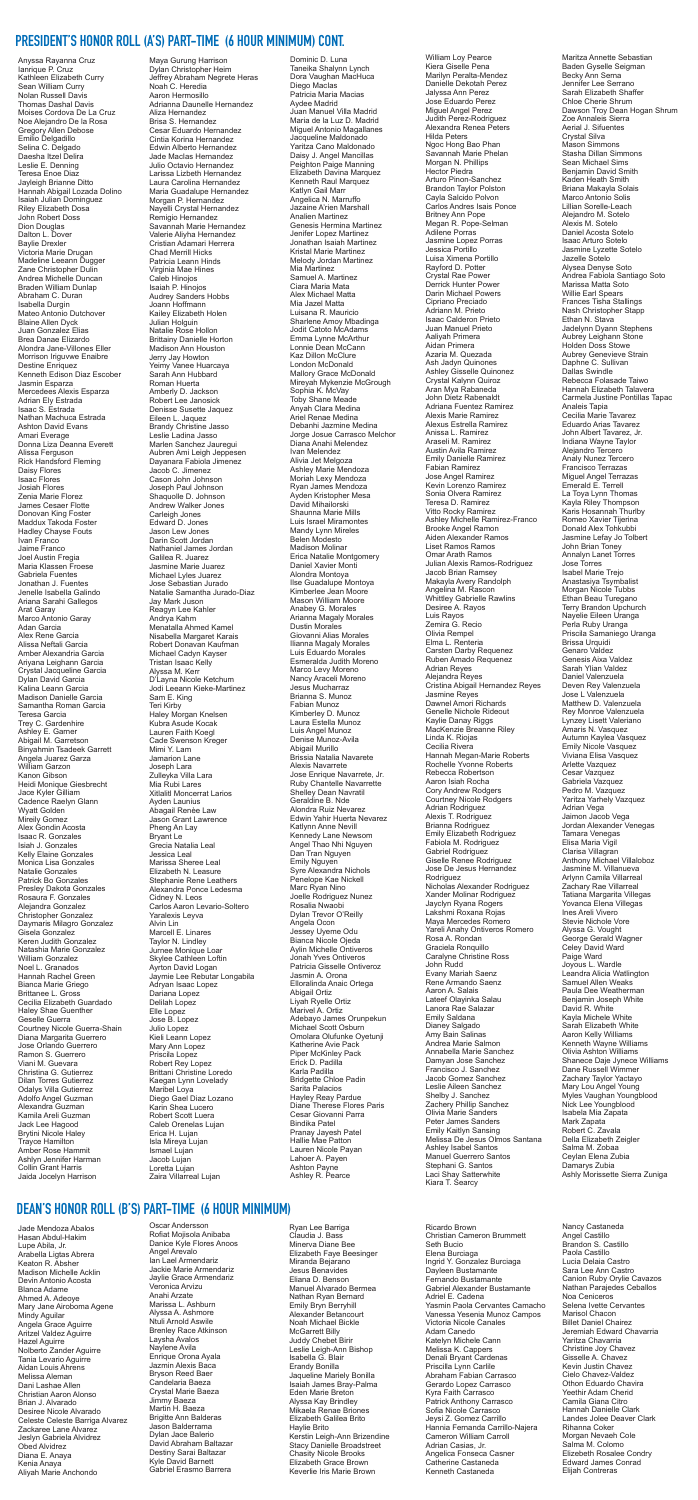## PRESIDENT'S HONOR ROLL (A'S) PART-TIME (6 HOUR MINIMUM) CONT.

Anyssa Rayanna Cruz
Iannique P. Cruz
Kathleen Elizabeth Curry
Sean William Curry
Nolan Russell Davis
Thomas Dashal Davis
Moises Cordova De La Cruz
Noe Alejandro De la Rosa
Gregory Allen Debose
Emilio Delgadillo
Selina C. Delgado
Daesha Itzel Dellra
Leslie E. Denning
Teresa Enoe Diaz
Jayleigh Brianne Ditto
Hannah Abigail Lozada Dolino
Isaiah Julian Dominguez
Riley Elizabeth Doss
John Robert Doss
Dion Douglas
Dalton L. Dover
Baylie Drexler
Victoria Marie Drugan
Madeline Leeann Dugger
Zane Christopher Dulin
Andrea Michelle Duncan
Braden William Dunlap
Abraham C. Duran
Isabella Durgin
Mateo Antonio Dutchover
Blaine Allen Dyck
Juan Gonzalez Elias
Brea Danae Elizardo
Alondra Jane-Villones Eller
Morrison Inguvwe Enaibre
Destine Enriquez
Kenneth Edison Diaz Escober
Jasmin Esparza
Mercedees Alexis Esparza
Adrian Ely Estrada
Isaac S. Estrada
Nathan Machuca Estrada
Ashton David Evans
Amari Everage
Donna Liza Deanna Everett
Alissa Ferguson
Rick Handsford Fleming
Daisy Flores
Isaac Flores
Josiah Flores
Zenia Marie Florez
James Cesaer Flotte
Donovan King Foster
Maddux Takoda Foster
Hadley Chayse Fouts
Ivan Franco
Jaime Franco
Joel Austin Fregia
Maria Klassen Froese
Gabriela Fuentes
Jonathan J. Fuentes
Jenelle Isabella Galindo
Ariana Sarahi Gallegos
Arat Garay
Marco Antonio Garay
Adan Garcia
Alex Rene Garcia
Alissa Neftali Garcia
Amber Alexandria Garcia
Ariyana Leighann Garcia
Crystal Jacqueline Garcia
Dylan David Garcia
Kalina Leann Garcia
Madison Danielle Garcia
Samantha Roman Garcia
Teresa Garcia
Trey C. Gardenhire
Ashley E. Garner
Abigail M. Garretson
Binyahmin Tsadeek Garrett
Angela Juarez Garza
William Garzon
Kanon Gibson
Heidi Monique Giesbrecht
Jace Kyler Gilliam
Cadence Raelyn Glann
Wyatt Golden
Mireily Gomez
Alex Gondin Acosta
Isaac R. Gonzales
Isiah J. Gonzales
Kelly Elaine Gonzales
Monica Lisa Gonzales
Natalie Gonzales
Patrick Bo Gonzales
Presley Dakota Gonzales
Rosaura F. Gonzales
Alejandra Gonzalez
Christopher Gonzalez
Daymaris Milagro Gonzalez
Gisela Gonzalez
Keren Judith Gonzalez
Natasha Marie Gonzalez
William Gonzalez
Noel L. Granados
Hannah Rachel Green
Bianca Marie Griego
Brittanee L. Gross
Cecilia Elizabeth Guardado
Haley Shae Guenther
Geselle Guerra
Courtney Nicole Guerra-Shain
Diana Margarita Guerrero
Jose Orlando Guerrero
Ramon S. Guerrero
Viani M. Guevara
Christina G. Gutierrez
Dilan Torres Gutierrez
Odalys Villa Gutierrez
Adolfo Angel Guzman
Alexandra Guzman
Kamila Areli Guzman
Jack Lee Hagood
Brytni Nicole Haley
Trayce Hamilton
Amber Rose Hammit
Ashlyn Jennifer Harman
Collin Grant Harris
Jaida Jocelyn Harrison
Maya Gurung Harrison
Dylan Christopher Heim
Jeffrey Abraham Negrete Heras
Noah C. Heredia
Aaron Hermosillo
Adrianna Daunelle Hernandez
Aliza Hernandez
Brisa S. Hernandez
Cesar Eduardo Hernandez
Cinlia Korina Hernandez
Edwin Alberto Hernandez
Jade Macias Hernandez
Julio Octavio Hernandez
Larissa Lizbeth Hernandez
Laura Carolina Hernandez
Maria Guadalupe Hernandez
Morgan P. Hernandez
Nayeli Crystal Hernandez
Remigio Hernandez
Savannah Marie Hernandez
Valerie Aliyha Hernandez
Cristian Adamari Herrera
Chad Merrill Hicks
Patricia Leann Hinds
Virginia Mae Hines
Caleb Hinojos
Isaiah P. Hinojos
Audrey Sanders Hobbs
Joann Hoffmann
Kailey Elizabeth Holen
Julian Holguin
Natalie Rose Hollon
Brittainy Danielle Horton
Madison Ann Houston
Jerry Jay Howton
Yeimy Vanee Huarcaya
Sarah Ann Hubbard
Roman Huerta
Amberly D. Jackson
Robert Lee Janosick
Denisse Susette Jaquez
Eileen L. Jaquez
Brandy Christine Jasso
Leslie Ladina Jasso
Marlen Sanchez Jauregui
Aubren Ami Leigh Jeppesen
Dayanara Fabiola Jimenez
Jacob C. Jimenez
Cason John Johnson
Joseph Paul Johnson
Shaquolle D. Johnson
Andrew Walker Jones
Carleigh Jones
Edward D. Jones
Jason Lew Jones
Darin Scott Jordan
Nathaniel James Jordan
Galilea R. Juarez
Jasmine Marie Juarez
Michael Lyles Juarez
Jose Sebastian Jurado
Natalie Samantha Jurado-Diaz
Jay Mark Juson
Reagyn Lee Kahler
Andrya Kahm
Menatalla Ahmed Kamel
Nisabella Margaret Karais
Robert Donavan Kaufman
Michael Cadyn Kayser
Tristan Isaac Kelly
Alyssa M. Kerr
D'Layna Nicole Ketchum
Jodi Leeann Kieke-Martinez
Sam E. King
Teri Kirby
Haley Morgan Knelsen
Kubra Asude Kocak
Lauren Faith Koegl
Cade Swenson Kreger
Mimi Y. Lam
Jamanon Lane
Joseph Lara
Zulleyka Villa Lara
Mia Rubi Lares
Xitlalitl Moncerrat Larios
Ayden Launius
Abagail Renée Law
Jason Grant Lawrence
Pheng An Lay
Bryant Le
Grecia Natalia Leal
Jessica Leal
Marissa Sheree Leal
Elizabeth N. Leasure
Stephanie Rene Leathers
Alexandra Ponce Ledesma
Cidney N. Leos
Carlos Aaron Levario-Soltero
Yaralexis Leyva
Alvin Lin
Marcell E. Linares
Taylor N. Lindley
Jumee Monique Loar
Skylee Cathleen Loftin
Ayrton David Logan
Jaymie Lee Rebutar Longabila
Adryan Isaac Lopez
Dariana Lopez
Delilah Lopez
Elle Lopez
Jose B. Lopez
Julio Lopez
Kieli Leann Lopez
Mary Ann Lopez
Priscila Lopez
Robert Rey Lopez
Brittani Christine Loredo
Kaegan Lynn Lovelady
Maribel Loya
Diego Gael Diaz Lozano
Karin Shea Lucero
Robert Scott Luera
Caleb Orenelas Lujan
Erica H. Lujan
Isla Mireya Lujan
Ismael Lujan
Jacob Lujan
Loretta Lujan
Zaira Villarreal Lujan
Dominic D. Luna
Taneika Shalynn Lynch
Dora Vaughan MacHuca
Diego Macias
Patricia Maria Macias
Aydee Madrid
Juan Manuel Villa Madrid
Maria de la Luz D. Madrid
Miguel Antonio Magallanes
Jacqueline Maldonado
Yaritza Cano Maldonado
Daisy J. Angel Mancillas
Peighton Paige Manning
Elizabeth Davina Marquez
Kenneth Raul Marquez
Katlyn Gail Marr
Angelica N. Marruffo
Jazaine A'nen Marshall
Analien Martinez
Genesis Herminia Martinez
Jenifer Lopez Martinez
Jonathan Isaiah Martinez
Kristal Marie Martinez
Melody Jordan Martinez
Mia Martinez
Samuel A. Martinez
Ciara Maria Mata
Alex Michael Matta
Mia Jazel Matta
Luisana R. Mauricio
Sharlene Amoy Mbadinga
Jodit Catoto McAdams
Emma Lynne McArthur
Lonnie Dean McCann
Kaz Dillon McClure
London McDonald
Mallory Grace McDonald
Mireyah Mykenzie McGrough
Sophia K. McVay
Toby Shane Meade
Anyah Clara Medina
Ariel Renae Medina
Debanhi Jazmine Medina
Jorge Josue Carrasco Melchor
Diana Anahi Melendez
Ivan Melendez
Alivia Jet Melgoza
Ashley Marie Mendoza
Moriah Lexy Mendoza
Ryan James Mendoza
Ayden Kristopher Mesa
David Mihailorski
Shaunna Marie Mills
Luis Israel Miramontes
Mandy Lynn Mireles
Belen Modesto
Madison Molinar
Erica Natalie Montgomery
Daniel Xavier Monti
Alondra Montoya
Ilse Guadalupe Montoya
Kimberlee Jean Moore
Mason William Moore
Anabey G. Morales
Arianna Magaly Morales
Dustin Morales
Giovanni Alias Morales
Ilianna Magaly Morales
Luis Eduardo Morales
Esmeralda Judith Moreno
Marco Levy Moreno
Nancy Araceli Moreno
Jesus Mucharraz
Brianna S. Munoz
Fabian Munoz
Kimberley D. Munoz
Laura Estella Munoz
Luis Angel Munoz
Denise Munoz-Avila
Abigail Murillo
Brissia Natalia Navarete
Alexis Navarrete
Jose Enrique Navarrete, Jr.
Ruby Chantelle Navarrette
Shelley Dean Navratil
Geraldine B. Nde
Alondra Ruiz Nevarez
Edwin Yahir Huerta Nevarez
Katlynn Anne Nevill
Kennedy Lane Newsom
Angel Thao Nhi Nguyen
Dan Tran Nguyen
Emily Nguyen
Syre Alexandra Nichols
Penelope Kae Nickell
Marc Ryan Nino
Joelle Rodriguez Nunez
Rosalia Nwaobi
Dylan Trevor O'Reilly
Angela Ocon
Jessey Uyeme Odu
Bianca Nicole Ojeda
Aylin Michelle Ontiveros
Jonah Yves Ontiveros
Patricia Gisselle Ontiveroz
Jasmin A. Orona
Elloralinda Anaic Ortega
Abigail Ortiz
Liyah Ryelle Ortiz
Marivel A. Ortiz
Adebayo James Orunpekun
Michael Scott Osburn
Omolara Olufunke Oyetunji
Katherine Avie Pack
Piper McKinley Pack
Erick D. Padilla
Karla Padilla
Bridgette Chloe Padin
Sarita Palacios
Hayley Reay Pardue
Diane Therese Flores Paris
Cesar Giovanni Parra
Bindika Patel
Pranay Jayesh Patel
Hallie Mae Patton
Lauren Nicole Payan
Lahoer A. Payen
Ashton Payne
Ashley R. Pearce
William Loy Pearce
Kiera Giselle Pena
Marilyn Peralta-Mendez
Danielle Dekotah Perez
Jalyssa Ann Perez
Jose Eduardo Perez
Miguel Angel Perez
Judith Perez-Rodriguez
Alexandra Renea Peters
Hilda Peters
Ngoc Hong Bao Phan
Savannah Marie Phelan
Morgan N. Phillips
Hector Piedra
Arturo Pinon-Sanchez
Brandon Taylor Polston
Cayla Salcido Polvon
Carlos Andres Isais Ponce
Britney Ann Pope
Megan R. Pope-Selman
Adilene Porras
Jasmine Lopez Porras
Jessica Portillo
Luisa Ximena Portillo
Rayford D. Potter
Crystal Rae Power
Derrick Hunter Power
Darin Michael Powers
Cipriano Preciado
Adriann M. Prieto
Isaac Calderon Prieto
Juan Manuel Prieto
Aaliyah Primera
Aidan Primera
Azaria M. Quezada
Ash Jadyn Quinones
Ashley Gisselle Quinonez
Crystal Kalynn Quiroz
Aran Mya Rabaneda
John Dietz Rabenaldt
Adriana Fuentez Ramirez
Alexis Marie Ramirez
Alexus Estrella Ramirez
Anissa L. Ramirez
Araseli M. Ramirez
Austin Avila Ramirez
Emily Danielle Ramirez
Fabian Ramirez
Jose Angel Ramirez
Kevin Lorenzo Ramirez
Sonia Olvera Ramirez
Teresa D. Ramirez
Vitto Rocky Ramirez
Ashley Michelle Ramirez-Franco
Brooke Angel Ramon
Aiden Alexander Ramos
Liset Ramos Ramos
Omar Arath Ramos
Julian Alexis Ramos-Rodriguez
Jacob Brian Ramsey
Makayla Avery Randolph
Angelina M. Rascon
Whittley Gabrielle Rawlins
Desiree A. Rayos
Luis Rayos
Zemira G. Recio
Olivia Rempel
Elma L. Renteria
Carsten Darby Requenez
Ruben Amado Requenez
Adrian Reyes
Alejandra Reyes
Cristina Abigail Hernandez Reyes
Jasmine Reyes
Dawnel Amori Richards
Genelle Nichole Rideout
Kaylie Danay Riggs
MacKenzie Breanne Riley
Linda K. Riojas
Cecilia Rivera
Hannah Megan-Marie Roberts
Rochelle Yvonne Roberts
Rebecca Robertson
Aaron Isiah Rocha
Cory Andrew Rodgers
Courtney Nicole Rodgers
Adrian Rodriguez
Alexis T. Rodriguez
Brianna Rodriguez
Emily Elizabeth Rodriguez
Fabiola M. Rodriguez
Gabriel Rodriguez
Giselle Renee Rodriguez
Jose De Jesus Hernandez Rodriguez
Nicholas Alexander Rodriguez
Xander Molinar Rodriguez
Jayclyn Ryana Rogers
Lakshmi Roxana Rojas
Maya Mercedes Romero
Yareli Anahy Ontiveros Romero
Rosa A. Rondan
Graciela Ronquillo
Caralyne Christine Ross
John Rudd
Evany Mariah Saenz
Rene Armando Saenz
Aaron A. Salais
Lateef Olayinka Salau
Lanora Rae Salazar
Emily Saldana
Dianey Salgado
Amy Bain Salinas
Andrea Marie Salmon
Annabella Marie Sanchez
Damyan Jose Sanchez
Francisco J. Sanchez
Jacob Gomez Sanchez
Leslie Aileen Sanchez
Shelby J. Sanchez
Zachery Phillip Sanchez
Olivia Marie Sanders
Peter James Sanders
Emily Kaitlyn Sansing
Melissa De Jesus Olmos Santana
Ashley Isabel Santos
Manuel Guerrero Santos
Stephani G. Santos
Laci Shay Satterwhite
Kiara T. Searcy
Maritza Annette Sebastian
Baden Gyselle Seigman
Becky Ann Sema
Jennifer Lee Serrano
Sarah Elizabeth Shaffer
Chloe Cherie Shrum
Dawson Troy Dean Hogan Shrum
Zoe Annaleis Sierra
Aerial J. Sifuentes
Crystal Silva
Mason Simmons
Stasha Dillan Simmons
Sean Michael Sims
Benjamin David Smith
Kaden Heath Smith
Briana Makayla Solais
Marco Antonio Solis
Lillian Sorelle-Leach
Alejandro M. Sotelo
Alexis M. Sotelo
Daniel Acosta Sotelo
Isaac Arturo Sotelo
Jasmine Lizette Sotelo
Jazelle Sotelo
Alysea Denyse Soto
Andrea Fabiola Santiago Soto
Marissa Matta Soto
Willie Earl Spears
Frances Tisha Stallings
Nash Christopher Stapp
Ethan N. Stava
Jadelynn Dyann Stephens
Aubrey Leighann Stone
Holden Doss Stowe
Aubrey Genevieve Strain
Daphne C. Sullivan
Dallas Swindle
Rebecca Folasade Taiwo
Hannah Elizabeth Talavera
Carmela Justine Pontillas Tapac
Analeis Tapia
Cecilia Marie Tavarez
Eduardo Arias Tavarez
John Albert Tavarez, Jr.
Indiana Wayne Taylor
Alejandro Tercero
Analy Nunez Tercero
Francisco Terrazas
Miguel Angel Terrazas
Emerald E. Terrell
La Toya Lynn Thomas
Kayla Riley Thompson
Karis Hosannah Thurlby
Romeo Xavier Tijerina
Donald Alex Tohkubbi
Jasmine Lefay Jo Tolbert
John Brian Toney
Annalyn Lanet Torres
Jose Torres
Isabel Marie Trejo
Anastasiya Tsymbalist
Morgan Nicole Tubbs
Ethan Beau Turegano
Terry Brandon Upchurch
Nayelie Eileen Uranga
Perla Ruby Uranga
Priscila Samaniego Uranga
Brissa Valdez
Genaro Valdez
Genesis Aixa Valdez
Sarah Vilan Valdez
Daniel Valenzuela
Deven Rey Valenzuela
Jose L Valenzuela
Matthew D. Valenzuela
Rey Monroe Valenzuela
Lynzey Lisett Valeriano
Amaris N. Vasquez
Autumn Kaylea Vasquez
Emily Nicole Vasquez
Viviana Elisa Vasquez
Arlette Vazquez
Cesar Vazquez
Gabriela Vazquez
Pedro M. Vazquez
Yaritza Yarhely Vazquez
Adrian Vega
Jaimon Jacob Vega
Jordan Alexander Venegas
Tamara Venegas
Elisa Maria Vigil
Clarisa Villagran
Anthony Michael Villaloboz
Jasmine M. Villanueva
Arlynn Camila Villarreal
Zachary Rae Villarreal
Tatiana Margarita Villegas
Yovanca Elena Villegas
Ines Areli Vivero
Stevie Nichole Vore
Alyssa G. Vought
George Gerald Wagner
Celey David Ward
Paige Ward
Joyous L. Wardle
Leandra Alicia Watlington
Samuel Allen Weaks
Paula Dee Weatherman
Benjamin Joseph White
David R. White
Kayla Michele White
Sarah Elizabeth White
Aaron Kelly Williams
Kenneth Wayne Williams
Olivia Ashton Williams
Shaneice Daje Jyneice Williams
Dane Russell Wimmer
Zachary Taylor Yactayo
Mary Lou Angel Young
Myles Vaughan Youngblood
Nick Lee Youngblood
Isabela Mia Zapata
Mark Zapata
Robert C. Zavala
Della Elizabeth Zeigler
Salma M. Zobaa
Ceylan Elena Zubia
Damarys Zubia
Ashly Morissette Sierra Zuniga

## DEAN'S HONOR ROLL (B'S) PART-TIME (6 HOUR MINIMUM)

Jade Mendoza Abalos
Hasan Abdul-Hakim
Lupe Abila, Jr.
Arabella Ligtas Abrera
Keaton R. Absher
Madison Michelle Acklin
Devin Antonio Acosta
Blanca Adame
Ahmed A. Adeoye
Mary Jane Airoboma Agene
Mindy Aguilar
Angela Grace Aguirre
Aritzel Valdez Aguirre
Hazel Aguirre
Nolberto Zander Aguirre
Tania Levario Aguirre
Aidan Louis Ahrens
Melissa Aleman
Dani Lashae Allen
Christian Aaron Alonso
Brian J. Alvarado
Desiree Nicole Alvarado
Celeste Celeste Barriga Alvarez
Zackaree Lane Alvarez
Jeslyn Gabriela Alvidrez
Obed Alvidrez
Diana E. Anaya
Kenia Anaya
Aliyah Marie Anchondo
Oscar Andersson
Rofiat Mojisola Anibaba
Danice Kyle Flores Anoos
Angel Arevalo
Ian Leal Armendariz
Jackie Marie Armendariz
Jaylie Grace Armendariz
Veronica Arvizu
Anahi Arzate
Marissa L. Ashburn
Alyssa A. Ashmore
Ntuli Arnold Aswile
Brenley Race Atkinson
Laysha Avalos
Naylene Avila
Enrique Orona Ayala
Jazmin Alexis Baca
Bryson Reed Baer
Candelaria Baeza
Crystal Marie Baeza
Jimmy Baeza
Martin H. Baeza
Brigitte Ann Balderas
Jason Balderrama
Dylan Jace Balerio
David Abraham Baltazar
Destiny Sarai Baltazar
Kyle David Barnett
Gabriel Erasmo Barrera
Ryan Lee Barriga
Claudia J. Bass
Minerva Diane Bee
Elizabeth Faye Beesinger
Miranda Bejarano
Jesus Benavides
Eliana D. Benson
Manuel Alvarado Bermea
Nathan Ryan Bernard
Emily Bryn Berryhill
Alexander Betancourt
Noah Michael Bickle
McGarrett Billy
Juddy Chebet Birir
Leslie Leigh-Ann Bishop
Isabella G. Blair
Erandy Bonilla
Jaqueline Mariely Bonilla
Isaiah James Bray-Palma
Eden Marie Breton
Alyssa Kay Brindley
Mikaela Renae Briones
Elizabeth Galilea Brito
Haylie Brito
Kerstin Leigh-Ann Brizendine
Stacy Danielle Broadstreet
Chasity Nicole Brooks
Elizabeth Grace Brown
Keverlie Iris Marie Brown
Ricardo Brown
Christian Cameron Brummett
Seth Bucio
Elena Burciaga
Ingrid V. Gonzalez Burciaga
Dayleen Bustamante
Fernando Bustamante
Gabriel Alexander Bustamante
Adriel E. Cadena
Yasmin Paola Cervantes Camacho
Vanessa Yesenia Munoz Campos
Victoria Nicole Canales
Adam Canedo
Katelyn Michelle Cann
Melissa K. Cappers
Denali Bryant Cardenas
Priscilla Lynn Carlile
Abraham Fabian Carrasco
Gerardo Lopez Carrasco
Kyra Faith Carrasco
Patrick Anthony Carrasco
Sofia Nicole Carrasco
Jeysi Z. Gomez Carrillo
Hannia Fernanda Carrillo-Najera
Cameron William Carroll
Adrian Casias, Jr.
Angelica Fonseca Casner
Catherine Castaneda
Kenneth Castaneda
Nancy Castaneda
Angel Castillo
Brandon S. Castillo
Paola Castillo
Lucia Delaia Castro
Sara Lee Ann Castro
Canion Ruby Orylie Cavazos
Nathan Parajeles Ceballos
Noa Ceniceros
Selena Ivette Cervantes
Marisol Chacon
Billet Daniel Chairez
Jeremiah Edward Chavarria
Yaritza Chavarria
Christine Joy Chavez
Gisselle A. Chavez
Kevin Justin Chavez
Cielo Chavez-Valdez
Othon Eduardo Chavira
Yeethir Adam Cherid
Camila Giana Citro
Hannah Danielle Clark
Landes Jolee Deaver Clark
Rihanna Coker
Morgan Nevaeh Cole
Salma M. Coloma
Elizebeth Rosalee Condry
Edward James Conrad
Elijah Contreras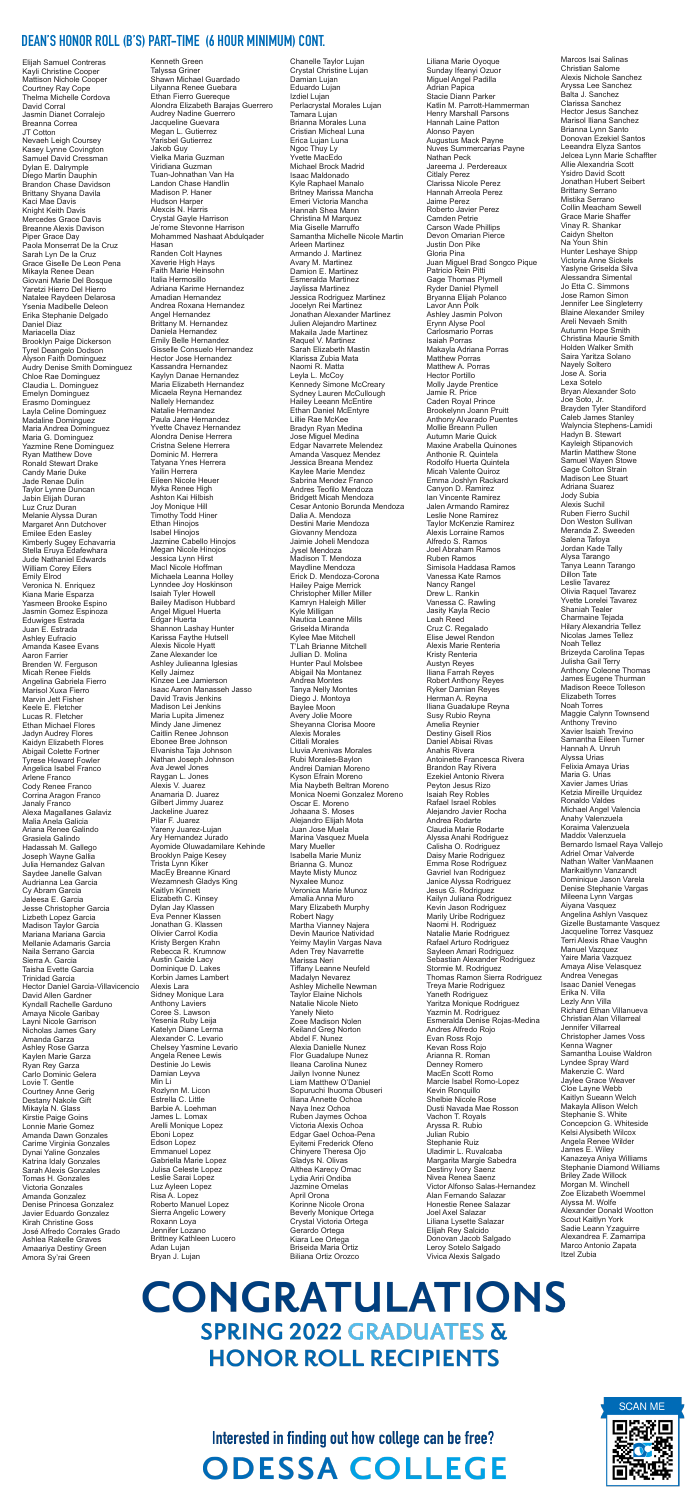## DEAN'S HONOR ROLL (B'S) PART-TIME (6 HOUR MINIMUM) CONT.

Elijah Samuel Contreras
Kayli Christine Cooper
Mattison Nichole Cooper
Courtney Ray Cope
Thelma Michelle Cordova
David Corral
Jasmin Dianet Corralejo
Breanna Correa
JT Cotton
Nevaeh Leigh Coursey
Kasey Lynne Covington
Samuel David Cressman
Dylan E. Dalrymple
Diego Martin Dauphin
Brandon Chase Davidson
Brittany Shyana Davila
Kaci Mae Davis
Knight Keith Davis
Mercedes Grace Davis
Breanne Alexis Davison
Piper Grace Day
Paola Monserrat De la Cruz
Sarah Lyn De la Cruz
Grace Giselle De Leon Pena
Mikayla Renee Dean
Giovani Marie Del Bosque
Yaretzi Hierro Del Hierro
Natalee Raydeen Delarosa
Ysenia Maribelle Deleon
Erika Stephanie Delgado
Daniel Diaz
Mariacella Diaz
Brooklyn Paige Dickerson
Tyrel Deangelo Dodson
Alyson Faith Dominguez
Audry Denise Smith Dominguez
Chloe Rae Dominguez
Claudia L. Dominguez
Emelyn Dominguez
Erasmo Dominguez
Layla Celine Dominguez
Madaline Dominguez
Maria Andrea Dominguez
Maria G. Dominguez
Yazmine Rene Dominguez
Ryan Matthew Dove
Ronald Stewart Drake
Candy Marie Duke
Jade Renae Dulin
Taylor Lynne Duncan
Jabin Elijah Duran
Luz Cruz Duran
Melanie Alyssa Duran
Margaret Ann Dutchover
Emilee Eden Easley
Kimberly Sugey Echavarria
Stella Eruya Edafewhara
Jude Nathaniel Edwards
William Corey Eilers
Emily Elrod
Veronica N. Enriquez
Kiana Marie Esparza
Yasmeen Brooke Espino
Jasmin Gomez Espinoza
Eduwiges Estrada
Juan E. Estrada
Ashley Eufracio
Amanda Kasee Evans
Aaron Farrier
Brenden W. Ferguson
Micah Renee Fields
Angelina Gabriela Fierro
Marisol Xuxa Fierro
Marvin Jett Fisher
Keele E. Fletcher
Lucas R. Fletcher
Ethan Michael Flores
Jadyn Audrey Flores
Kaidyn Elizabeth Flores
Abigail Colette Fortner
Tyrese Howard Fowler
Angelica Isabel Franco
Arlene Franco
Cody Renee Franco
Corrina Aragon Franco
Janaly Franco
Alexa Magallanes Galaviz
Malia Anela Galicia
Ariana Renee Galindo
Grasiela Galindo
Hadassah M. Gallego
Joseph Wayne Gallia
Julie Hernandez Galvan
Saydee Janelle Galvan
Audrianna Lea Garcia
Cy Abram Garcia
Jaleesa E. Garcia
Jesse Christopher Garcia
Lizbeth Lopez Garcia
Madison Taylor Garcia
Mariana Mariana Garcia
Mellanie Adamaris Garcia
Naila Serrano Garcia
Sierra A. Garcia
Taisha Evette Garcia
Trinidad Garcia
Hector Daniel Garcia-Villavicencio
David Allen Gardner
Kyndall Rachelle Garduno
Amaya Nicole Garibay
Laymi Nicole Garrison
Nicholas James Gary
Amanda Garza
Ashley Rose Garza
Kaylen Marie Garza
Ryan Rey Garza
Carlo Dominic Gelera
Lovie T. Gentle
Courtney Anne Gerig
Destany Nakole Gift
Mikayla N. Glass
Kirstie Paige Goins
Lonnie Marie Gomez
Amanda Dawn Gonzales
Carime Virginia Gonzales
Dynai Yaline Gonzales
Katrina Idaly Gonzales
Sarah Alexis Gonzales
Tomas H. Gonzales
Victoria Gonzales
Amanda Gonzalez
Denise Princesa Gonzalez
Javier Eduardo Gonzalez
Kirah Christine Goss
José Alfredo Corrales Grado
Ashlea Rakelle Graves
Amaariya Destiny Green
Amora Sy'rai Green
Kenneth Green
Talyssa Griner
Shawn Michael Guardado
Lilyanna Renee Guebara
Ethan Fierro Guereque
Alondra Elizabeth Barajas Guerrero
Audrey Nadine Guerrero
Jacqueline Guevara
Megan L. Gutierrez
Yarisbel Gutierrez
Jakob Guy
Vielka Maria Guzman
Viridiana Guzman
Tuan-Johnathan Van Ha
Landon Chase Handlin
Madison P. Haner
Hudson Harper
Alexcis N. Harris
Crystal Gayle Harrison
Je'rome Stevonne Harrison
Mohammed Nashaat Abdulqader Hasan
Randen Colt Haynes
Xaverie High Hays
Faith Marie Heinsohn
Italia Hermosillo
Adriana Karime Hernandez
Amadan Hernandez
Andrea Roxana Hernandez
Angel Hernandez
Brittany M. Hernandez
Daniela Hernandez
Emily Belle Hernandez
Gisselle Consuelo Hernandez
Hector Jose Hernandez
Kassandra Hernandez
Keylyn Danae Hernandez
Maria Elizabeth Hernandez
Micaela Reyna Hernandez
Nallely Hernandez
Natalie Hernandez
Paula Jane Hernandez
Yvette Chavez Hernandez
Alondra Denise Herrera
Cristina Selene Herrera
Dominic M. Herrera
Tatyana Ynes Herrera
Yailin Herrera
Eileen Nicole Heuer
Myka Renee High
Ashton Kai Hilbish
Joy Monique Hill
Timothy Todd Hiner
Ethan Hinojos
Isabel Hinojos
Jazmine Cabello Hinojos
Megan Nicole Hinojos
Jessica Lynn Hirst
Macl Nicole Hoffman
Michaela Leanna Holley
Lynndee Joy Hoskinson
Isaiah Tyler Howell
Bailey Madison Hubbard
Angel Miguel Huerta
Edgar Huerta
Shannon Lashay Hunter
Karissa Faythe Hutsell
Alexis Nicole Hyatt
Zane Alexander Ice
Ashley Julieanna Iglesias
Kelly Jaimez
Kinzee Lee Jamierson
Isaac Aaron Manasseh Jasso
David Travis Jenkins
Madison Lei Jenkins
Maria Lupita Jimenez
Mindy Jane Jimenez
Caitlin Renee Johnson
Ebonee Bree Johnson
Elvanisha Taja Johnson
Nathan Joseph Johnson
Ava Jewel Jones
Raygan L. Jones
Alexis V. Juarez
Anamaria D. Juarez
Gilbert Jimmy Juarez
Jackeline Juarez
Pilar F. Juarez
Yareny Juarez-Lujan
Ary Hernandez Jurado
Ayomide Oluwadamilare Kehinde
Brooklyn Paige Kesey
Trista Lynn Kiker
MacEy Breanne Kinard
Wezannesh Gladys King
Kaitlyn Kinnett
Elizabeth C. Kinsey
Dylan Jay Klassen
Eva Penner Klassen
Jonathan G. Klassen
Olivier Carrol Kodia
Kristy Bergen Krahn
Rebecca R. Krumnow
Austin Caide Lacy
Dominique D. Lakes
Korbin James Lambert
Alexis Lara
Sidney Monique Lara
Anthony Laviers
Coree S. Lawson
Yesenia Ruby Leija
Katelyn Diane Lerma
Alexander C. Levario
Chelsey Yasmine Levario
Angela Renee Lewis
Destinie Jo Lewis
Damian Leyva
Min Li
Rozlynn M. Licon
Estrella C. Little
Barbie A. Loehman
James L. Lomax
Arelli Monique Lopez
Eboni Lopez
Edson Lopez
Emmanuel Lopez
Gabriella Marie Lopez
Julisa Celeste Lopez
Leslie Sarai Lopez
Luz Ayleen Lopez
Risa A. Lopez
Roberto Manuel Lopez
Sierra Angelic Lowery
Roxann Loya
Jennifer Lozano
Brittney Kathleen Lucero
Adan Lujan
Bryan J. Lujan
Chanelle Taylor Lujan
Crystal Christine Lujan
Damian Lujan
Eduardo Lujan
Izdiel Lujan
Perlacrystal Morales Lujan
Tamara Lujan
Brianna Morales Luna
Cristian Micheal Luna
Erica Lujan Luna
Ngoc Thuy Ly
Yvette MacEdo
Michael Brock Madrid
Isaac Maldonado
Kyle Raphael Manalo
Britney Marissa Mancha
Emeri Victoria Mancha
Hannah Shea Mann
Christina M Marquez
Mia Giselle Marruffo
Samantha Michelle Nicole Martin
Arleen Martinez
Armando J. Martinez
Avary M. Martinez
Damion E. Martinez
Esmeralda Martinez
Jaylissa Martinez
Jessica Rodriguez Martinez
Jocelyn Rei Martinez
Jonathan Alexander Martinez
Julien Alejandro Martinez
Makaila Jade Martinez
Raquel V. Martinez
Sarah Elizabeth Mastin
Klarissa Zubia Mata
Naomi R. Matta
Leyla L. McCoy
Kennedy Simone McCreary
Sydney Lauren McCullough
Hailey Leeann McEntire
Ethan Daniel McEntyre
Lillie Rae McKee
Bradyn Ryan Medina
Jose Miguel Medina
Edgar Navarrete Melendez
Amanda Vasquez Mendez
Jessica Breana Mendez
Kaylee Marie Mendez
Sabrina Mendez Franco
Andres Teofilo Mendoza
Bridgett Micah Mendoza
Cesar Antonio Borunda Mendoza
Dalia A. Mendoza
Destini Marie Mendoza
Giovanny Mendoza
Jaimie Joheli Mendoza
Jysel Mendoza
Madison T. Mendoza
Maydline Mendoza
Erick D. Mendoza-Corona
Hailey Paige Merrick
Christopher Miller Miller
Kamryn Haleigh Miller
Kyle Milligan
Nautica Leanne Mills
Griselda Miranda
Kylee Mae Mitchell
T'Lah Brianne Mitchell
Jullian D. Molina
Hunter Paul Molsbee
Abigail Na Montanez
Andrea Montes
Tanya Nelly Montes
Diego J. Montoya
Baylee Moon
Avery Jolie Moore
Sheyanna Clorisa Moore
Alexis Morales
Citlali Morales
Lluvia Arenivas Morales
Rubi Morales-Baylon
Andrei Damian Moreno
Kyson Efrain Moreno
Mia Naybeth Beltran Moreno
Monica Noemi Gonzalez Moreno
Oscar E. Moreno
Johanna S. Moses
Alejandro Elijah Mota
Juan Jose Muela
Marina Vasquez Muela
Mary Mueller
Isabella Marie Muniz
Brianna G. Munoz
Mayte Misty Munoz
Nyxalee Munoz
Veronica Marie Munoz
Amalia Anna Muro
Mary Elizabeth Murphy
Robert Nagy
Martha Vianney Najera
Devin Maurice Natividad
Yeimy Maylin Vargas Nava
Aden Trey Navarrette
Marissa Neri
Tiffany Leanne Neufeld
Madalyn Nevarez
Ashley Michelle Newman
Taylor Elaine Nichols
Natalie Nicole Nieto
Yanely Nieto
Zoee Madison Nolen
Keiland Greg Norton
Abdel F. Nunez
Alexia Danielle Nunez
Flor Guadalupe Nunez
Ileana Carolina Nunez
Jailyn Ivonne Nunez
Liam Matthew O'Daniel
Sopuruchi Ihuoma Obuseri
Iliana Annette Ochoa
Naya Inez Ochoa
Ruben Jaymes Ochoa
Victoria Alexis Ochoa
Edgar Gael Ochoa-Pena
Eyitemi Frederick Oleno
Chinyere Theresa Ojo
Gladys N. Olivas
Althea Karecy Omac
Lydia Arin Ondiba
Jazmine Ornelas
April Orona
Korinne Nicole Orona
Beverly Monique Ortega
Crystal Victoria Ortega
Gerardo Ortega
Kiara Lee Ortega
Briseida Maria Ortiz
Biliana Ortiz Orozco
Liliana Marie Oyoque
Sunday Ifeanyi Ozuor
Miguel Angel Padilla
Adrian Papica
Stacie Diann Parker
Katlin M. Parrott-Hammerman
Henry Marshall Parsons
Hannah Laine Patton
Alonso Payen
Augustus Mack Payne
Nuvea Summercaras Payne
Nathan Peck
Jareema J. Perdereaux
Citlaly Perez
Clarissa Nicole Perez
Hannah Arreola Perez
Jaime Perez
Roberto Javier Perez
Camden Petrie
Carson Wade Phillips
Devon Omarian Pierce
Justin Don Pike
Gloria Pina
Juan Miguel Brad Songco Pique
Patricio Rein Pitti
Gage Thomas Plymell
Ryder Daniel Plymell
Bryanna Elijah Polanco
Lavor Ann Polk
Ashley Jasmin Polvon
Erynn Alyse Pool
Carlosmario Porras
Isaiah Porras
Makayla Adriana Porras
Matthew Porras
Matthew A. Porras
Hector Portillo
Molly Jayde Prentice
Jamie R. Price
Caden Royal Prince
Brookelynn Joann Pruitt
Anthony Alvarado Puentes
Mollie Breann Pullen
Autumn Marie Quick
Maxine Arabella Quinones
Anthonie R. Quintela
Rodolfo Huerta Quintela
Micah Valente Quiroz
Emma Joshlyn Rackard
Camyon D. Ramirez
Ian Vincente Ramirez
Jalen Armando Ramirez
Leslie Nome Ramirez
Taylor McKenzie Ramirez
Alexis Lorraine Ramos
Alfredo S. Ramos
Joel Abraham Ramos
Ruben Ramos
Simisola Haddasa Ramos
Vanessa Kate Ramos
Nancy Rangel
Drew L. Rankin
Vanessa C. Rawling
Jasity Kayla Recio
Leah Reed
Cruz C. Regalado
Elise Jewel Rendon
Alexis Marie Renteria
Kristy Renteria
Austyn Reyes
Iliana Farrah Reyes
Robert Anthony Reyes
Ryker Damian Reyes
Herman A. Reyna
Iliana Guadalupe Reyna
Susy Rubio Reyna
Amelia Reyner
Destiny Gisell Rios
Daniel Abisai Rivas
Anahis Rivera
Antoinette Francesca Rivera
Brandon Ray Rivera
Ezekiel Antonio Rivera
Peyton Jesus Rizo
Isaiah Rey Robles
Rafael Israel Robles
Alejandro Javier Rocha
Andrea Rodarte
Claudia Marie Rodarte
Alyssa Anahi Rodriguez
Calisha O. Rodriguez
Daisy Marie Rodriguez
Emma Rose Rodriguez
Gavriel Ivan Rodriguez
Janice Alyssa Rodriguez
Jesus G. Rodriguez
Kailyn Juliana Rodriguez
Kevin Jason Rodriguez
Marily Uribe Rodriguez
Naomi H. Rodriguez
Natalie Marie Rodriguez
Rafael Arturo Rodriguez
Sayleen Amani Rodriguez
Sebastian Alexander Rodriguez
Stormie M. Rodriguez
Thomas Ramon Sierra Rodriguez
Treya Marie Rodriguez
Yaneth Rodriguez
Yaritza Monique Rodriguez
Yazmin M. Rodriguez
Esmeralda Denise Rojas-Medina
Andres Alfredo Rojo
Evan Ross Rojo
Kevan Ross Rojo
Arianna R. Roman
Denney Romero
MacEn Scott Romo
Marcie Isabel Romo-Lopez
Kevin Ronquillo
Shelbie Nicole Rose
Dusti Nevada Mae Rosson
Vachon T. Royals
Aryssa R. Rubio
Julian Rubio
Stephanie Ruiz
Uladimir L. Ruvalcaba
Margarita Margie Sabedra
Destiny Ivory Saenz
Nivea Renea Saenz
Victor Alfonso Salas-Hernandez
Alan Fernando Salazar
Honestie Renee Salazar
Joel Axel Salazar
Liliana Lysette Salazar
Elijah Rey Salcido
Donovan Jacob Salgado
Leroy Sotelo Salgado
Vivica Alexis Salgado
Marcos Isai Salinas
Christian Salome
Alexis Nichole Sanchez
Aryssa Lee Sanchez
Balta J. Sanchez
Clarissa Sanchez
Hector Jesus Sanchez
Marisol Iliana Sanchez
Brianna Lynn Santo
Donovan Ezekiel Santos
Leeandra Elyza Santos
Jelcea Lynn Marie Schaffter
Allie Alexandria Scott
Ysidro David Scott
Jonathan Hubert Seibert
Brittany Serrano
Mistika Serrano
Collin Meacham Sewell
Grace Marie Shaffer
Vinay R. Shankar
Caidyn Shelton
Na Youn Shin
Hunter Leshaye Shipp
Victoria Anne Sickels
Yaslyne Griselda Silva
Alessandra Simental
Jo Etta C. Simmons
Jose Ramon Simon
Jennifer Lee Singleterry
Blaine Alexander Smiley
Areli Nevaeh Smith
Autumn Hope Smith
Christina Maurie Smith
Holden Walker Smith
Saira Yaritza Solano
Nayely Soltero
Jose A. Soria
Lexa Sotelo
Bryan Alexander Soto
Joe Soto, Jr.
Brayden Tyler Standford
Caleb James Stanley
Walyncia Stephens-Lamidi
Hadyn B. Stewart
Kayleigh Stipanovich
Martin Matthew Stone
Samuel Wayen Stowe
Gage Colton Strain
Madison Lee Stuart
Adriana Suarez
Jody Subia
Alexis Suchil
Ruben Fierro Suchil
Don Weston Sullivan
Meranda Z. Sweeden
Salena Tafoya
Jordan Kade Tally
Alysa Tarango
Tanya Leann Tarango
Dillon Tate
Leslie Tavarez
Olivia Raquel Tavarez
Yvette Lorelei Tavarez
Shaniah Tealer
Charmaine Tejada
Hilary Alexandra Tellez
Nicolas James Tellez
Noah Tellez
Brizeyda Carolina Tepas
Julisha Gail Terry
Anthony Coleone Thomas
James Eugene Thurman
Madison Reece Tolleson
Elizabeth Torres
Noah Torres
Maggie Calynn Townsend
Anthony Trevino
Xavier Isaiah Trevino
Samantha Eileen Turner
Hannah A. Unruh
Alyssa Urias
Felixia Amaya Urias
Maria G. Urias
Xavier James Urias
Ketzia Mireille Uruidez
Ronaldo Valdes
Michael Angel Valencia
Anahy Valenzuela
Koraima Valenzuela
Maddix Valenzuela
Bernardo Ismael Raya Vallejo
Adriel Omar Valverde
Nathan Walter VanMaanen
Markaitlynn Vanzandt
Dominique Jason Varela
Denise Stephanie Vargas
Mileena Lynn Vargas
Aiyana Vasquez
Angelina Ashlyn Vasquez
Gizelle Bustamante Vasquez
Jacqueline Torrez Vasquez
Terri Alexis Rhae Vaughn
Manuel Vazquez
Yaire Maria Vazquez
Amaya Alise Velasquez
Andrea Venegas
Isaac Daniel Venegas
Erika N. Villa
Lezly Ann Villa
Richard Ethan Villanueva
Christian Alan Villarreal
Jennifer Villarreal
Christopher James Voss
Kenna Wagner
Samantha Louise Waldron
Lyndee Spray Ward
Makenzie C. Ward
Jaylee Grace Weaver
Cloe Layne Webb
Kaitlyn Sueann Welch
Makayla Allison Welch
Stephanie S. White
Concepcion G. Whiteside
Kelsi Alysbeth Wilcox
Angela Renee Wilder
James E. Wiley
Kanazeya Aniya Williams
Stephanie Diamond Williams
Briley Zade Willock
Morgan M. Winchell
Zoe Elizabeth Woemmel
Alyssa M. Wolfe
Alexander Donald Wootton
Scout Kaitlyn York
Sadie Leann Yzaguirre
Alexandrea F. Zamarripa
Marco Antonio Zapata
Itzel Zubia

# CONGRATULATIONS
## SPRING 2022 GRADUATES & HONOR ROLL RECIPIENTS

SCAN ME

Interested in finding out how college can be free?

**ODESSA COLLEGE**